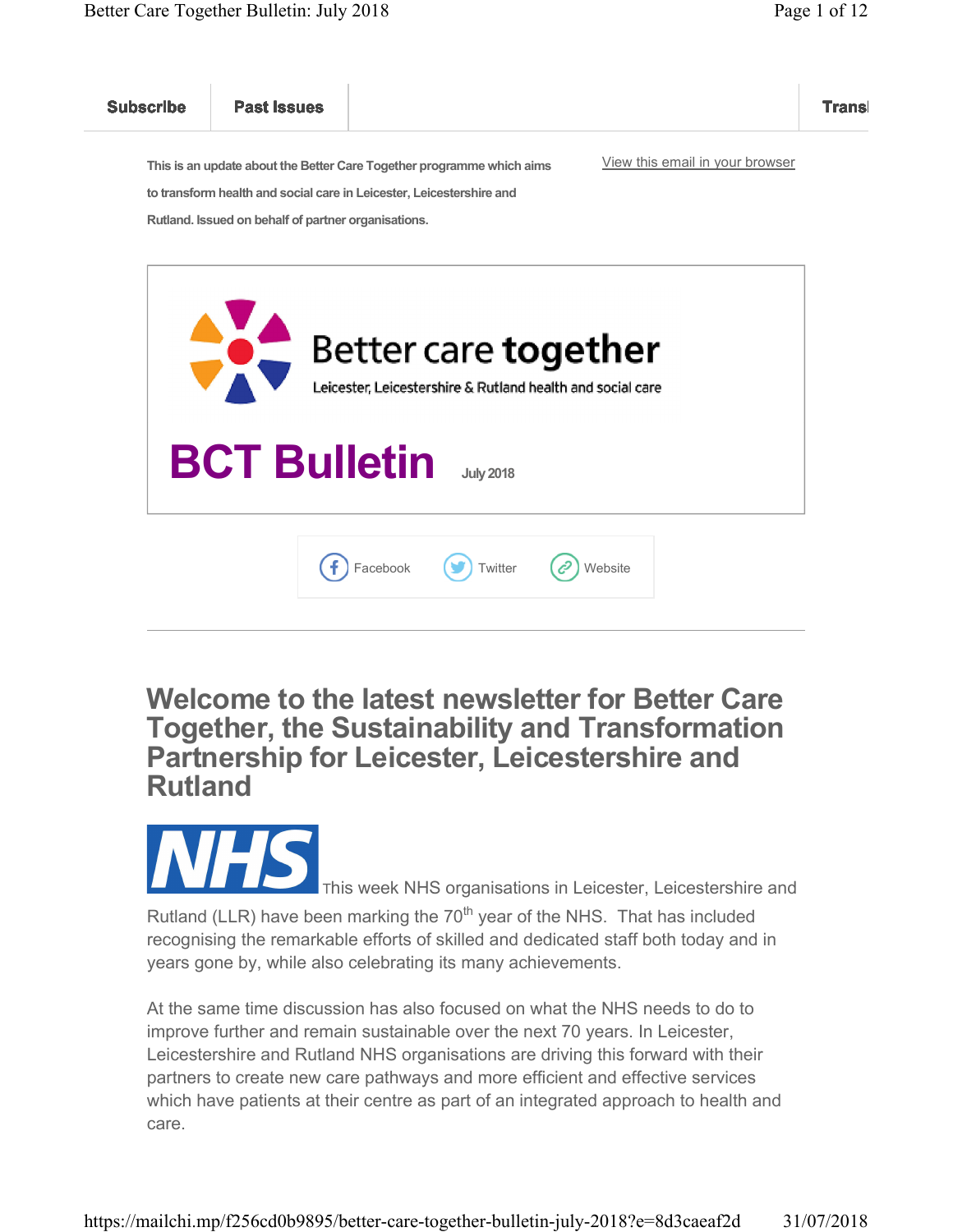Subscribe | Past Issues | Transl

This is an update about the Better Care Together programme which aims to transform health and social care in Leicester, Leicestershire and Rutland. Issued on behalf of partner organisations.

View this email in your browser

Better care together

Leicester, Leicestershire & Rutland health and social care

# BCT Bulletin

July 2018

Facebook Twitter Website

## Welcome to the latest newsletter for Better Care Together, the Sustainability and Transformation Partnership for Leicester, Leicestershire and Rutland

NHS This week NHS organisations in Leicester, Leicestershire and Rutland (LLR) have been marking the 70th year of the NHS. That has included recognising the remarkable efforts of skilled and dedicated staff both today and in years gone by, while also celebrating its many achievements.

At the same time discussion has also focused on what the NHS needs to do to improve further and remain sustainable over the next 70 years. In Leicester, Leicestershire and Rutland NHS organisations are driving this forward with their partners to create new care pathways and more efficient and effective services which have patients at their centre as part of an integrated approach to health and care.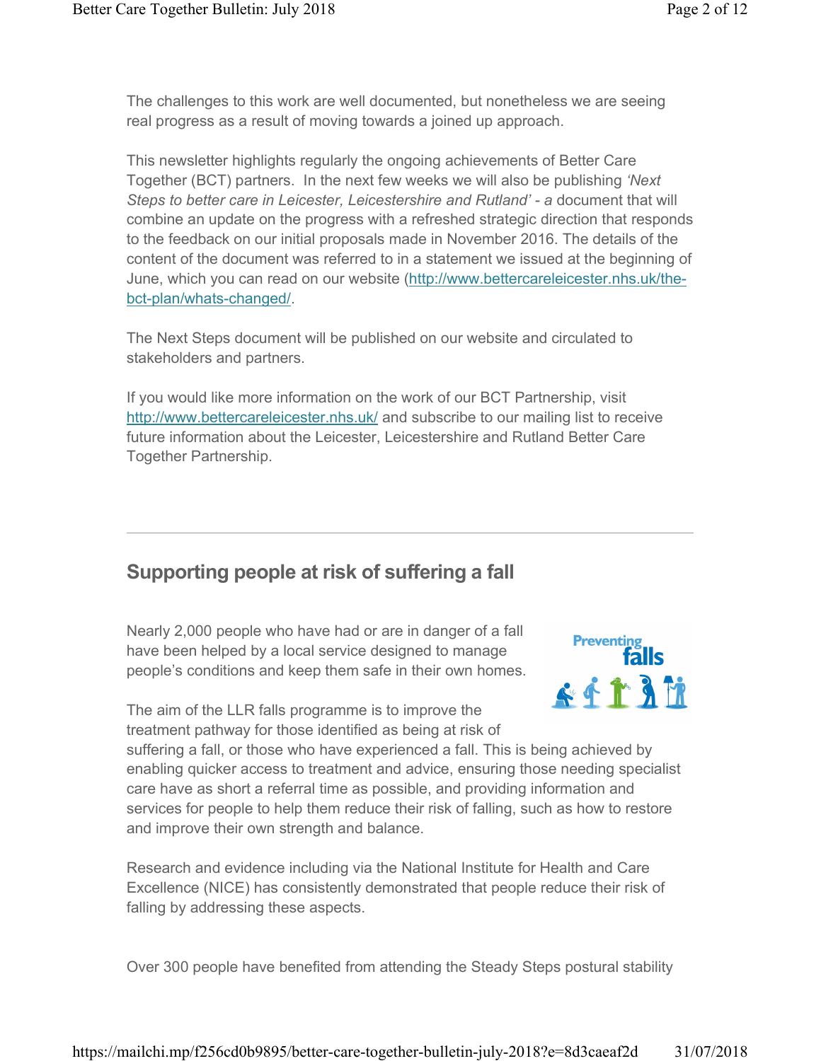The challenges to this work are well documented, but nonetheless we are seeing real progress as a result of moving towards a joined up approach.

This newsletter highlights regularly the ongoing achievements of Better Care Together (BCT) partners. In the next few weeks we will also be publishing *'Next Steps to better care in Leicester, Leicestershire and Rutland' - a* document that will combine an update on the progress with a refreshed strategic direction that responds to the feedback on our initial proposals made in November 2016. The details of the content of the document was referred to in a statement we issued at the beginning of June, which you can read on our website (http://www.bettercareleicester.nhs.uk/the-bct-plan/whats-changed/.

The Next Steps document will be published on our website and circulated to stakeholders and partners.

If you would like more information on the work of our BCT Partnership, visit http://www.bettercareleicester.nhs.uk/ and subscribe to our mailing list to receive future information about the Leicester, Leicestershire and Rutland Better Care Together Partnership.

---

## Supporting people at risk of suffering a fall

Nearly 2,000 people who have had or are in danger of a fall have been helped by a local service designed to manage people's conditions and keep them safe in their own homes.

Preventing falls

The aim of the LLR falls programme is to improve the treatment pathway for those identified as being at risk of suffering a fall, or those who have experienced a fall. This is being achieved by enabling quicker access to treatment and advice, ensuring those needing specialist care have as short a referral time as possible, and providing information and services for people to help them reduce their risk of falling, such as how to restore and improve their own strength and balance.

Research and evidence including via the National Institute for Health and Care Excellence (NICE) has consistently demonstrated that people reduce their risk of falling by addressing these aspects.

Over 300 people have benefited from attending the Steady Steps postural stability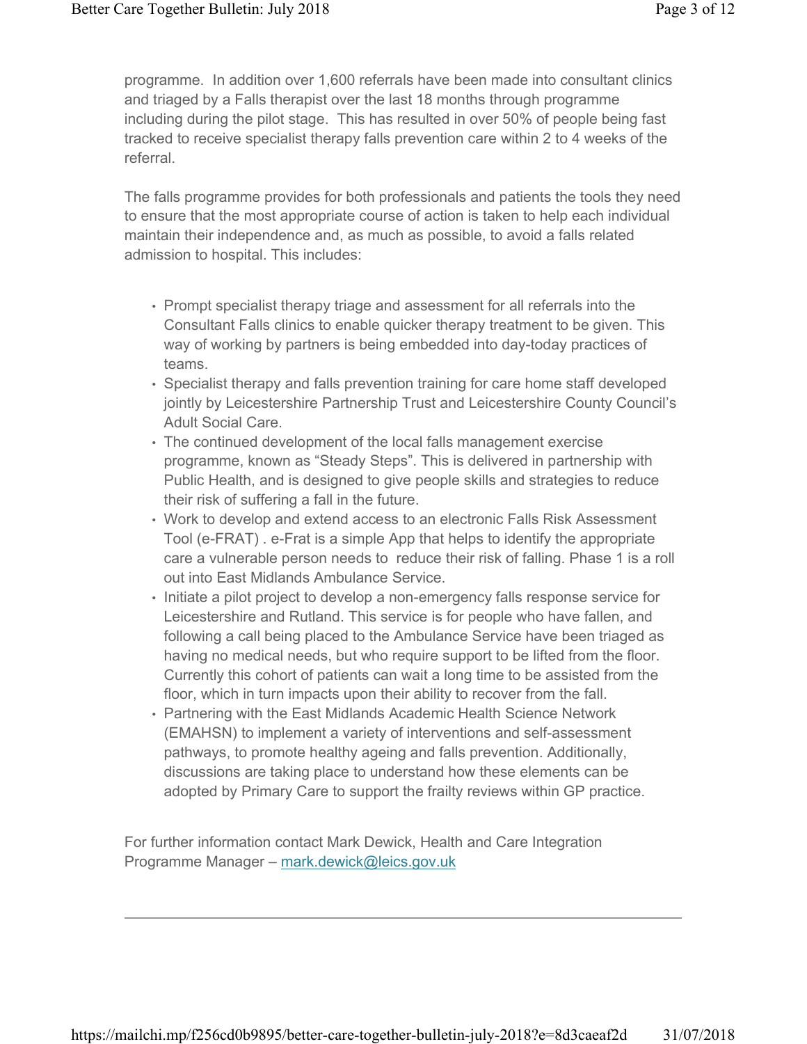programme. In addition over 1,600 referrals have been made into consultant clinics and triaged by a Falls therapist over the last 18 months through programme including during the pilot stage. This has resulted in over 50% of people being fast tracked to receive specialist therapy falls prevention care within 2 to 4 weeks of the referral.

The falls programme provides for both professionals and patients the tools they need to ensure that the most appropriate course of action is taken to help each individual maintain their independence and, as much as possible, to avoid a falls related admission to hospital. This includes:

- Prompt specialist therapy triage and assessment for all referrals into the Consultant Falls clinics to enable quicker therapy treatment to be given. This way of working by partners is being embedded into day-today practices of teams.
- Specialist therapy and falls prevention training for care home staff developed jointly by Leicestershire Partnership Trust and Leicestershire County Council's Adult Social Care.
- The continued development of the local falls management exercise programme, known as "Steady Steps". This is delivered in partnership with Public Health, and is designed to give people skills and strategies to reduce their risk of suffering a fall in the future.
- Work to develop and extend access to an electronic Falls Risk Assessment Tool (e-FRAT) . e-Frat is a simple App that helps to identify the appropriate care a vulnerable person needs to reduce their risk of falling. Phase 1 is a roll out into East Midlands Ambulance Service.
- Initiate a pilot project to develop a non-emergency falls response service for Leicestershire and Rutland. This service is for people who have fallen, and following a call being placed to the Ambulance Service have been triaged as having no medical needs, but who require support to be lifted from the floor. Currently this cohort of patients can wait a long time to be assisted from the floor, which in turn impacts upon their ability to recover from the fall.
- Partnering with the East Midlands Academic Health Science Network (EMAHSN) to implement a variety of interventions and self-assessment pathways, to promote healthy ageing and falls prevention. Additionally, discussions are taking place to understand how these elements can be adopted by Primary Care to support the frailty reviews within GP practice.

For further information contact Mark Dewick, Health and Care Integration Programme Manager – [mark.dewick@leics.gov.uk](mailto:mark.dewick@leics.gov.uk)

---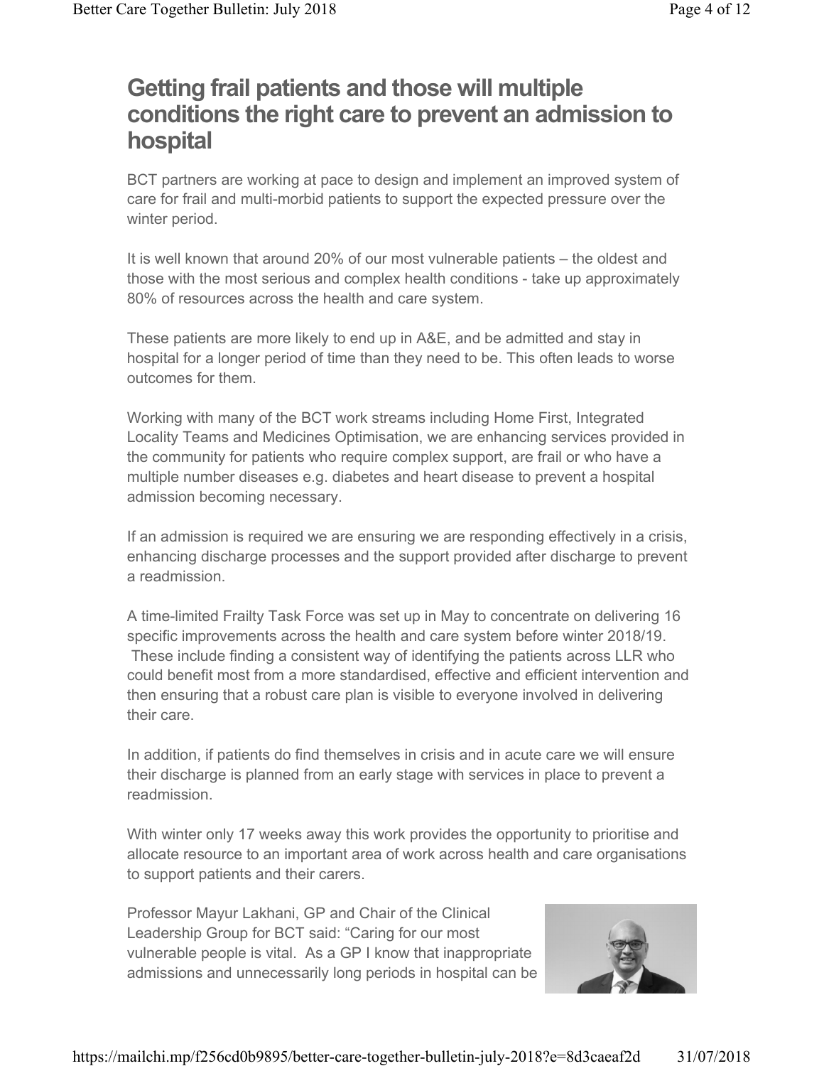# Getting frail patients and those will multiple conditions the right care to prevent an admission to hospital

BCT partners are working at pace to design and implement an improved system of care for frail and multi-morbid patients to support the expected pressure over the winter period.

It is well known that around 20% of our most vulnerable patients – the oldest and those with the most serious and complex health conditions - take up approximately 80% of resources across the health and care system.

These patients are more likely to end up in A&E, and be admitted and stay in hospital for a longer period of time than they need to be. This often leads to worse outcomes for them.

Working with many of the BCT work streams including Home First, Integrated Locality Teams and Medicines Optimisation, we are enhancing services provided in the community for patients who require complex support, are frail or who have a multiple number diseases e.g. diabetes and heart disease to prevent a hospital admission becoming necessary.

If an admission is required we are ensuring we are responding effectively in a crisis, enhancing discharge processes and the support provided after discharge to prevent a readmission.

A time-limited Frailty Task Force was set up in May to concentrate on delivering 16 specific improvements across the health and care system before winter 2018/19. These include finding a consistent way of identifying the patients across LLR who could benefit most from a more standardised, effective and efficient intervention and then ensuring that a robust care plan is visible to everyone involved in delivering their care.

In addition, if patients do find themselves in crisis and in acute care we will ensure their discharge is planned from an early stage with services in place to prevent a readmission.

With winter only 17 weeks away this work provides the opportunity to prioritise and allocate resource to an important area of work across health and care organisations to support patients and their carers.

Professor Mayur Lakhani, GP and Chair of the Clinical Leadership Group for BCT said: "Caring for our most vulnerable people is vital. As a GP I know that inappropriate admissions and unnecessarily long periods in hospital can be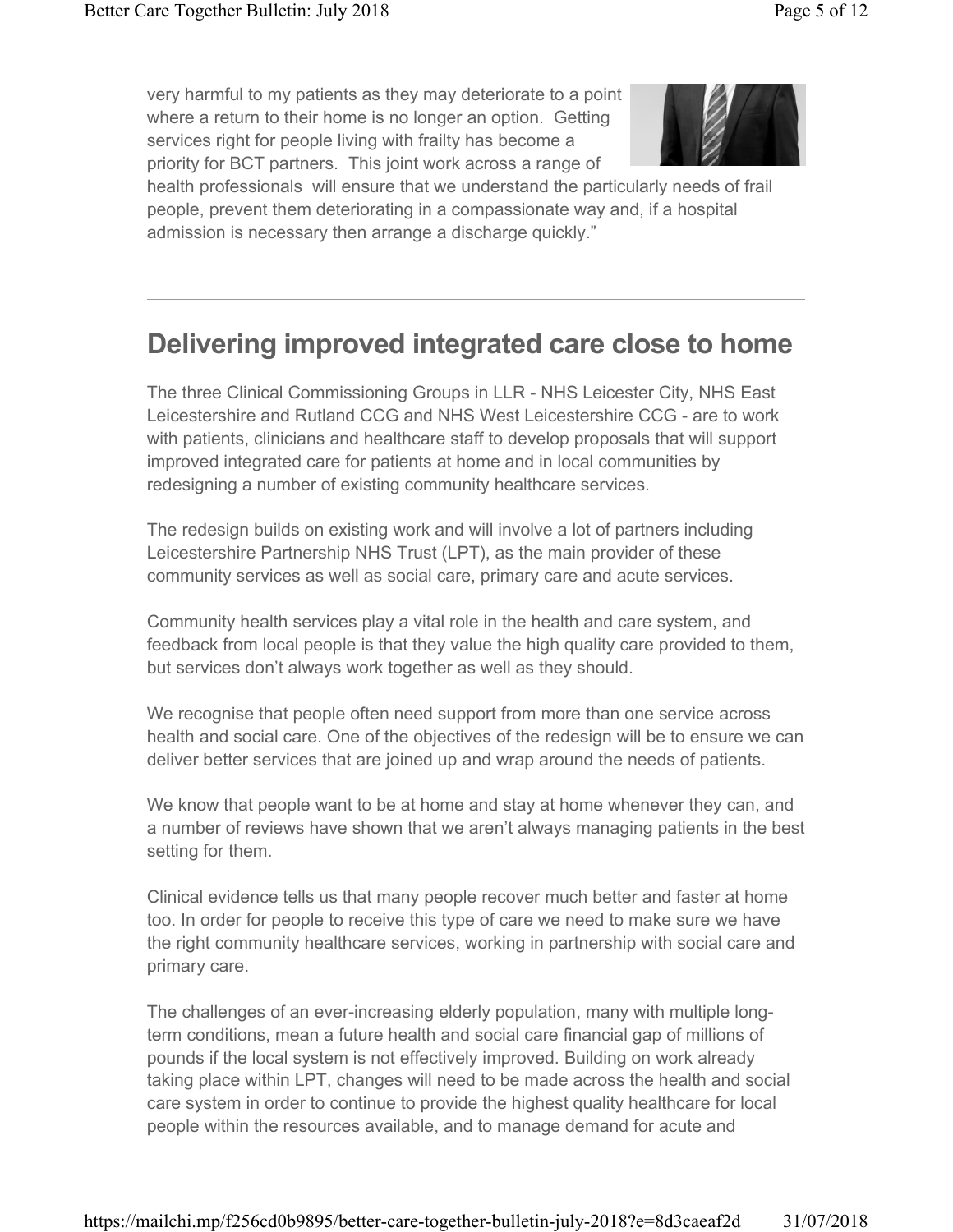very harmful to my patients as they may deteriorate to a point where a return to their home is no longer an option. Getting services right for people living with frailty has become a priority for BCT partners. This joint work across a range of health professionals will ensure that we understand the particularly needs of frail people, prevent them deteriorating in a compassionate way and, if a hospital admission is necessary then arrange a discharge quickly."

---

## Delivering improved integrated care close to home

The three Clinical Commissioning Groups in LLR - NHS Leicester City, NHS East Leicestershire and Rutland CCG and NHS West Leicestershire CCG - are to work with patients, clinicians and healthcare staff to develop proposals that will support improved integrated care for patients at home and in local communities by redesigning a number of existing community healthcare services.

The redesign builds on existing work and will involve a lot of partners including Leicestershire Partnership NHS Trust (LPT), as the main provider of these community services as well as social care, primary care and acute services.

Community health services play a vital role in the health and care system, and feedback from local people is that they value the high quality care provided to them, but services don't always work together as well as they should.

We recognise that people often need support from more than one service across health and social care. One of the objectives of the redesign will be to ensure we can deliver better services that are joined up and wrap around the needs of patients.

We know that people want to be at home and stay at home whenever they can, and a number of reviews have shown that we aren't always managing patients in the best setting for them.

Clinical evidence tells us that many people recover much better and faster at home too. In order for people to receive this type of care we need to make sure we have the right community healthcare services, working in partnership with social care and primary care.

The challenges of an ever-increasing elderly population, many with multiple long-term conditions, mean a future health and social care financial gap of millions of pounds if the local system is not effectively improved. Building on work already taking place within LPT, changes will need to be made across the health and social care system in order to continue to provide the highest quality healthcare for local people within the resources available, and to manage demand for acute and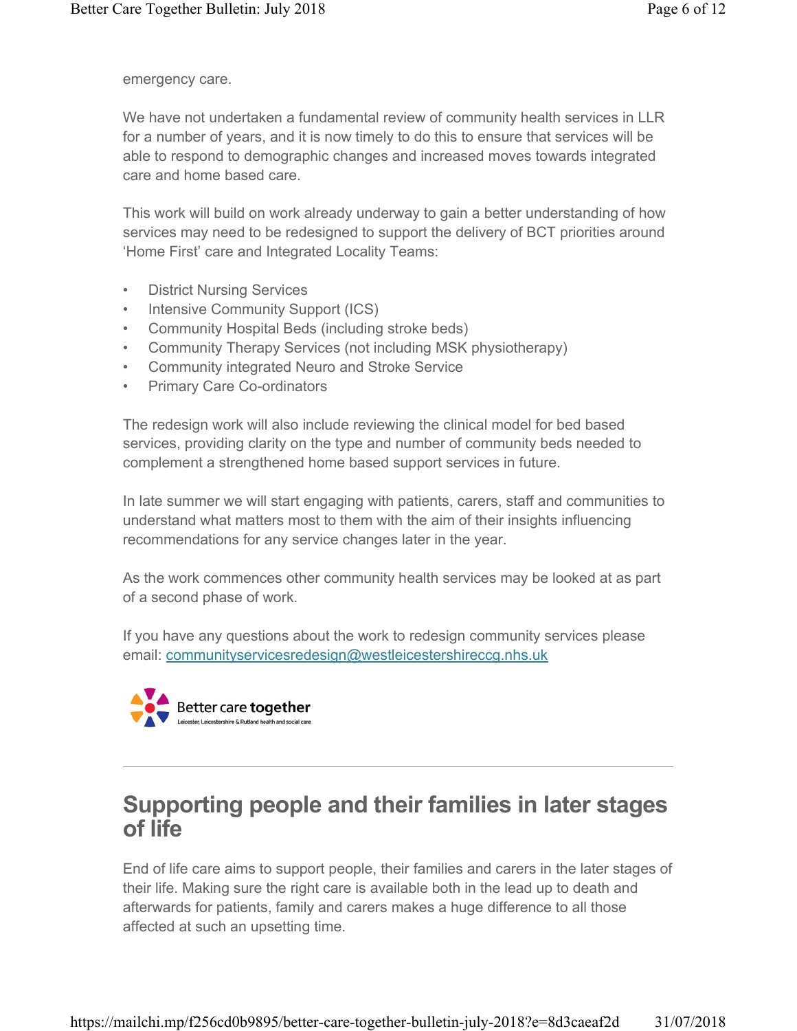emergency care.

We have not undertaken a fundamental review of community health services in LLR for a number of years, and it is now timely to do this to ensure that services will be able to respond to demographic changes and increased moves towards integrated care and home based care.

This work will build on work already underway to gain a better understanding of how services may need to be redesigned to support the delivery of BCT priorities around 'Home First' care and Integrated Locality Teams:

- District Nursing Services
- Intensive Community Support (ICS)
- Community Hospital Beds (including stroke beds)
- Community Therapy Services (not including MSK physiotherapy)
- Community integrated Neuro and Stroke Service
- Primary Care Co-ordinators

The redesign work will also include reviewing the clinical model for bed based services, providing clarity on the type and number of community beds needed to complement a strengthened home based support services in future.

In late summer we will start engaging with patients, carers, staff and communities to understand what matters most to them with the aim of their insights influencing recommendations for any service changes later in the year.

As the work commences other community health services may be looked at as part of a second phase of work.

If you have any questions about the work to redesign community services please email: communityservicesredesign@westleicestershireccg.nhs.uk

Better care **together**
Leicester, Leicestershire & Rutland health and social care

---

## Supporting people and their families in later stages of life

End of life care aims to support people, their families and carers in the later stages of their life. Making sure the right care is available both in the lead up to death and afterwards for patients, family and carers makes a huge difference to all those affected at such an upsetting time.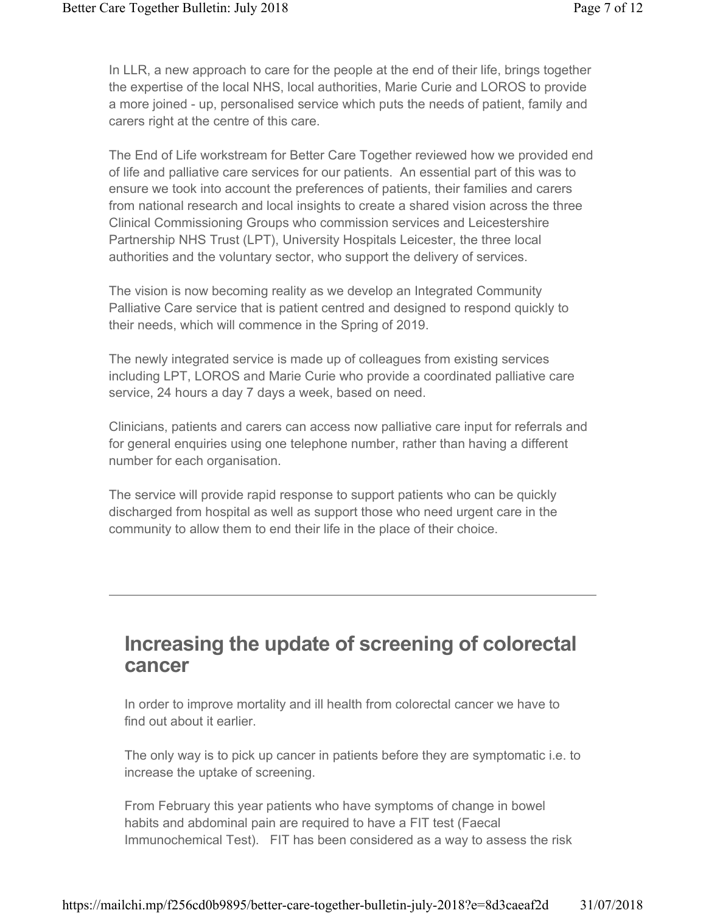In LLR, a new approach to care for the people at the end of their life, brings together the expertise of the local NHS, local authorities, Marie Curie and LOROS to provide a more joined - up, personalised service which puts the needs of patient, family and carers right at the centre of this care.

The End of Life workstream for Better Care Together reviewed how we provided end of life and palliative care services for our patients. An essential part of this was to ensure we took into account the preferences of patients, their families and carers from national research and local insights to create a shared vision across the three Clinical Commissioning Groups who commission services and Leicestershire Partnership NHS Trust (LPT), University Hospitals Leicester, the three local authorities and the voluntary sector, who support the delivery of services.

The vision is now becoming reality as we develop an Integrated Community Palliative Care service that is patient centred and designed to respond quickly to their needs, which will commence in the Spring of 2019.

The newly integrated service is made up of colleagues from existing services including LPT, LOROS and Marie Curie who provide a coordinated palliative care service, 24 hours a day 7 days a week, based on need.

Clinicians, patients and carers can access now palliative care input for referrals and for general enquiries using one telephone number, rather than having a different number for each organisation.

The service will provide rapid response to support patients who can be quickly discharged from hospital as well as support those who need urgent care in the community to allow them to end their life in the place of their choice.

---

## Increasing the update of screening of colorectal cancer

In order to improve mortality and ill health from colorectal cancer we have to find out about it earlier.

The only way is to pick up cancer in patients before they are symptomatic i.e. to increase the uptake of screening.

From February this year patients who have symptoms of change in bowel habits and abdominal pain are required to have a FIT test (Faecal Immunochemical Test). FIT has been considered as a way to assess the risk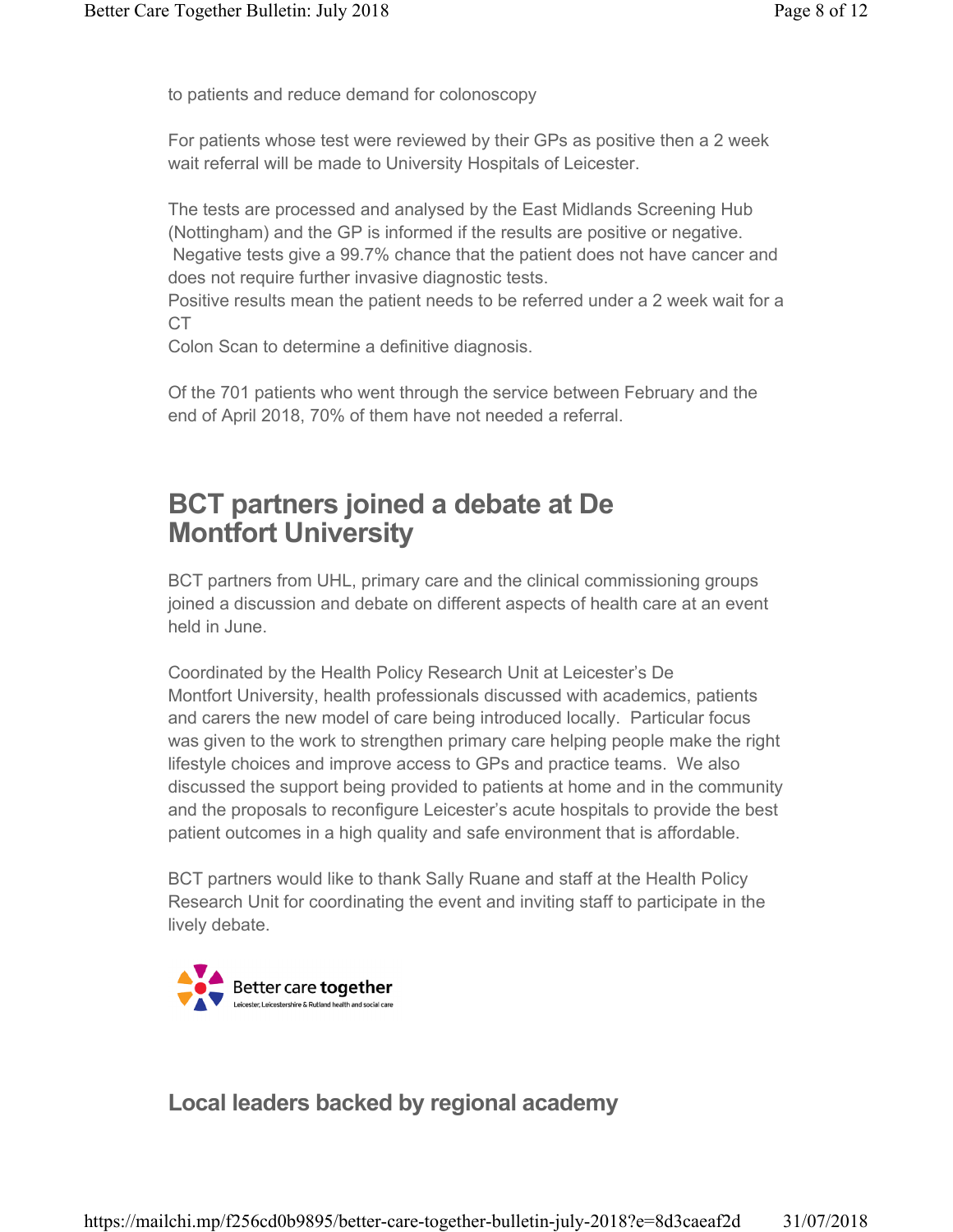to patients and reduce demand for colonoscopy

For patients whose test were reviewed by their GPs as positive then a 2 week wait referral will be made to University Hospitals of Leicester.

The tests are processed and analysed by the East Midlands Screening Hub (Nottingham) and the GP is informed if the results are positive or negative. Negative tests give a 99.7% chance that the patient does not have cancer and does not require further invasive diagnostic tests.
Positive results mean the patient needs to be referred under a 2 week wait for a CT
Colon Scan to determine a definitive diagnosis.

Of the 701 patients who went through the service between February and the end of April 2018, 70% of them have not needed a referral.

## BCT partners joined a debate at De Montfort University

BCT partners from UHL, primary care and the clinical commissioning groups joined a discussion and debate on different aspects of health care at an event held in June.

Coordinated by the Health Policy Research Unit at Leicester's De Montfort University, health professionals discussed with academics, patients and carers the new model of care being introduced locally. Particular focus was given to the work to strengthen primary care helping people make the right lifestyle choices and improve access to GPs and practice teams. We also discussed the support being provided to patients at home and in the community and the proposals to reconfigure Leicester's acute hospitals to provide the best patient outcomes in a high quality and safe environment that is affordable.

BCT partners would like to thank Sally Ruane and staff at the Health Policy Research Unit for coordinating the event and inviting staff to participate in the lively debate.

Better care together
Leicester, Leicestershire & Rutland health and social care

### Local leaders backed by regional academy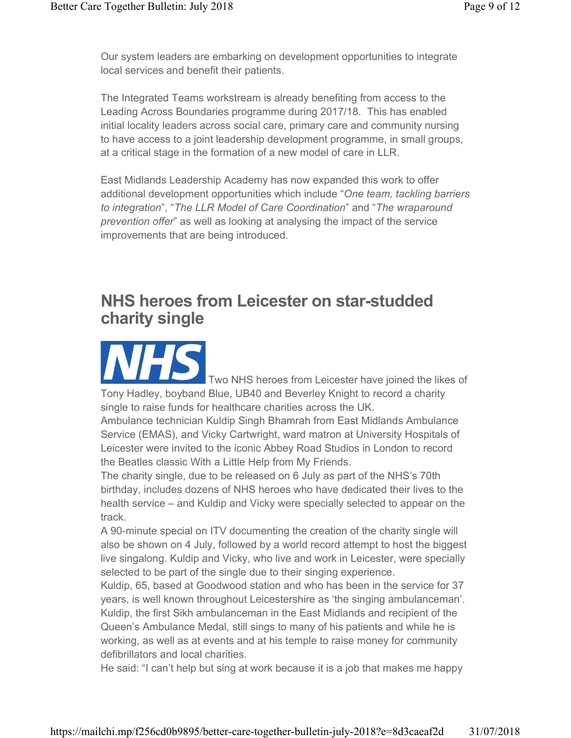Our system leaders are embarking on development opportunities to integrate local services and benefit their patients.

The Integrated Teams workstream is already benefiting from access to the Leading Across Boundaries programme during 2017/18. This has enabled initial locality leaders across social care, primary care and community nursing to have access to a joint leadership development programme, in small groups, at a critical stage in the formation of a new model of care in LLR.

East Midlands Leadership Academy has now expanded this work to offer additional development opportunities which include "*One team, tackling barriers to integration*", "*The LLR Model of Care Coordination*" and "*The wraparound prevention offer*" as well as looking at analysing the impact of the service improvements that are being introduced.

## NHS heroes from Leicester on star-studded charity single

NHS Two NHS heroes from Leicester have joined the likes of Tony Hadley, boyband Blue, UB40 and Beverley Knight to record a charity single to raise funds for healthcare charities across the UK.

Ambulance technician Kuldip Singh Bhamrah from East Midlands Ambulance Service (EMAS), and Vicky Cartwright, ward matron at University Hospitals of Leicester were invited to the iconic Abbey Road Studios in London to record the Beatles classic With a Little Help from My Friends.

The charity single, due to be released on 6 July as part of the NHS's 70th birthday, includes dozens of NHS heroes who have dedicated their lives to the health service – and Kuldip and Vicky were specially selected to appear on the track.

A 90-minute special on ITV documenting the creation of the charity single will also be shown on 4 July, followed by a world record attempt to host the biggest live singalong. Kuldip and Vicky, who live and work in Leicester, were specially selected to be part of the single due to their singing experience.

Kuldip, 65, based at Goodwood station and who has been in the service for 37 years, is well known throughout Leicestershire as 'the singing ambulanceman'. Kuldip, the first Sikh ambulanceman in the East Midlands and recipient of the Queen's Ambulance Medal, still sings to many of his patients and while he is working, as well as at events and at his temple to raise money for community defibrillators and local charities.

He said: "I can't help but sing at work because it is a job that makes me happy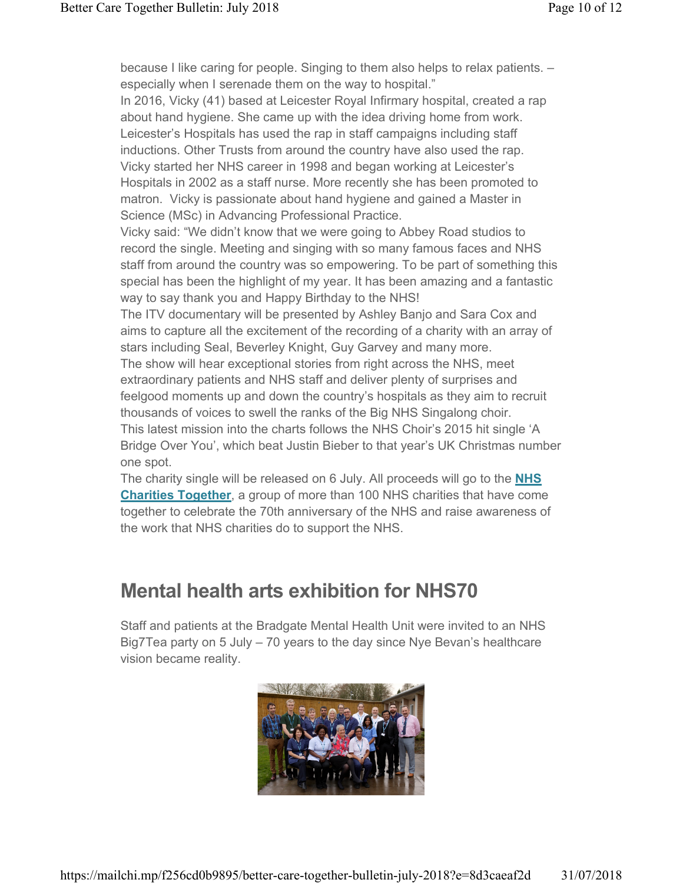because I like caring for people. Singing to them also helps to relax patients. – especially when I serenade them on the way to hospital."

In 2016, Vicky (41) based at Leicester Royal Infirmary hospital, created a rap about hand hygiene. She came up with the idea driving home from work. Leicester's Hospitals has used the rap in staff campaigns including staff inductions. Other Trusts from around the country have also used the rap. Vicky started her NHS career in 1998 and began working at Leicester's Hospitals in 2002 as a staff nurse. More recently she has been promoted to matron. Vicky is passionate about hand hygiene and gained a Master in Science (MSc) in Advancing Professional Practice.

Vicky said: "We didn't know that we were going to Abbey Road studios to record the single. Meeting and singing with so many famous faces and NHS staff from around the country was so empowering. To be part of something this special has been the highlight of my year. It has been amazing and a fantastic way to say thank you and Happy Birthday to the NHS!

The ITV documentary will be presented by Ashley Banjo and Sara Cox and aims to capture all the excitement of the recording of a charity with an array of stars including Seal, Beverley Knight, Guy Garvey and many more.

The show will hear exceptional stories from right across the NHS, meet extraordinary patients and NHS staff and deliver plenty of surprises and feelgood moments up and down the country's hospitals as they aim to recruit thousands of voices to swell the ranks of the Big NHS Singalong choir.

This latest mission into the charts follows the NHS Choir's 2015 hit single 'A Bridge Over You', which beat Justin Bieber to that year's UK Christmas number one spot.

The charity single will be released on 6 July. All proceeds will go to the **NHS Charities Together**, a group of more than 100 NHS charities that have come together to celebrate the 70th anniversary of the NHS and raise awareness of the work that NHS charities do to support the NHS.

## Mental health arts exhibition for NHS70

Staff and patients at the Bradgate Mental Health Unit were invited to an NHS Big7Tea party on 5 July – 70 years to the day since Nye Bevan's healthcare vision became reality.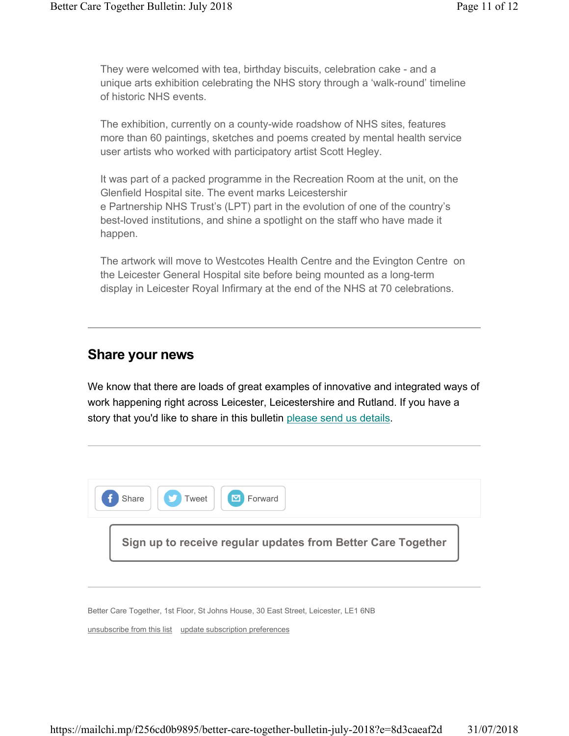They were welcomed with tea, birthday biscuits, celebration cake - and a unique arts exhibition celebrating the NHS story through a 'walk-round' timeline of historic NHS events.

The exhibition, currently on a county-wide roadshow of NHS sites, features more than 60 paintings, sketches and poems created by mental health service user artists who worked with participatory artist Scott Hegley.

It was part of a packed programme in the Recreation Room at the unit, on the Glenfield Hospital site. The event marks Leicestershire Partnership NHS Trust's (LPT) part in the evolution of one of the country's best-loved institutions, and shine a spotlight on the staff who have made it happen.

The artwork will move to Westcotes Health Centre and the Evington Centre on the Leicester General Hospital site before being mounted as a long-term display in Leicester Royal Infirmary at the end of the NHS at 70 celebrations.

---

## Share your news

We know that there are loads of great examples of innovative and integrated ways of work happening right across Leicester, Leicestershire and Rutland. If you have a story that you'd like to share in this bulletin please send us details.

---

Share Tweet Forward

**Sign up to receive regular updates from Better Care Together**

---

Better Care Together, 1st Floor, St Johns House, 30 East Street, Leicester, LE1 6NB

unsubscribe from this list update subscription preferences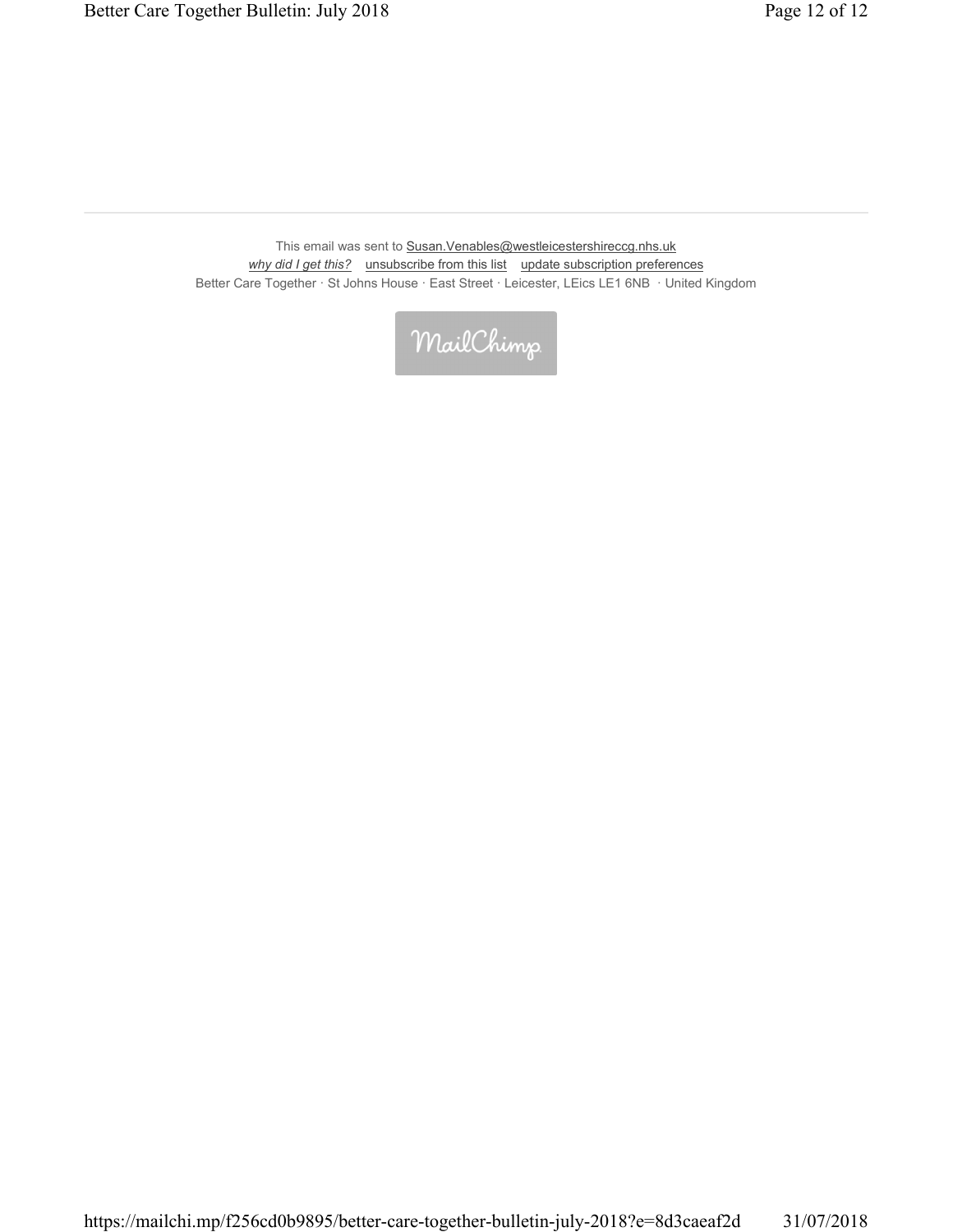---

This email was sent to Susan.Venables@westleicestershireccg.nhs.uk

*why did I get this?* unsubscribe from this list update subscription preferences

Better Care Together · St Johns House · East Street · Leicester, LEics LE1 6NB · United Kingdom

MailChimp